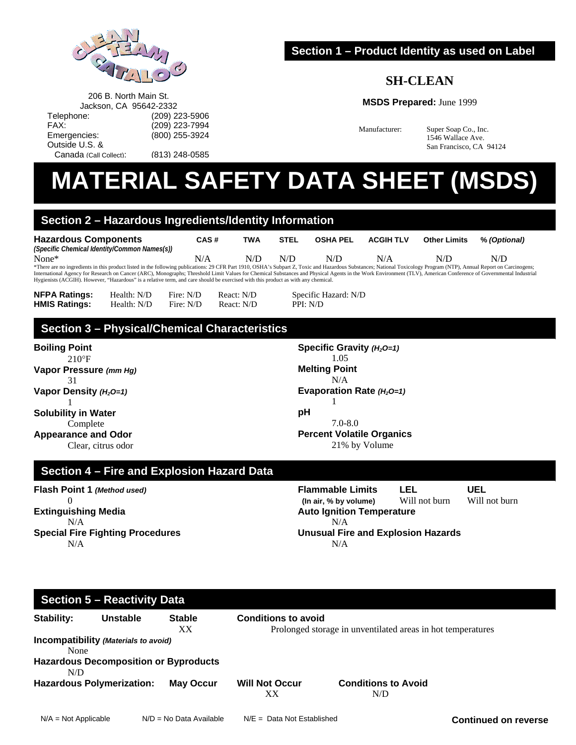206 B. North Main St.
Jackson, CA 95642-2332

| | |
|---|---|
| Telephone: | (209) 223-5906 |
| FAX: | (209) 223-7994 |
| Emergencies: | (800) 255-3924 |
| Outside U.S. & Canada (Call Collect): | (813) 248-0585 |

## Section 1 – Product Identity as used on Label

### SH-CLEAN

**MSDS Prepared:** June 1999

Manufacturer: Super Soap Co., Inc.
1546 Wallace Ave.
San Francisco, CA 94124

# MATERIAL SAFETY DATA SHEET (MSDS)

## Section 2 – Hazardous Ingredients/Identity Information

| Hazardous Components *(Specific Chemical Identity/Common Names(s))* | CAS # | TWA | STEL | OSHA PEL | ACGIH TLV | Other Limits | % *(Optional)* |
|---|---|---|---|---|---|---|---|
| None* | N/A | N/D | N/D | N/D | N/A | N/D | N/D |

*There are no ingredients in this product listed in the following publications: 29 CFR Part 1910, OSHA's Subpart Z, Toxic and Hazardous Substances; National Toxicology Program (NTP), Annual Report on Carcinogens; International Agency for Research on Cancer (ARC), Monographs; Threshold Limit Values for Chemical Substances and Physical Agents in the Work Environment (TLV), American Conference of Governmental Industrial Hygienists (ACGIH). However, "Hazardous" is a relative term, and care should be exercised with this product as with any chemical.

| | | | | |
|---|---|---|---|---|
| **NFPA Ratings:** | Health: N/D | Fire: N/D | React: N/D | Specific Hazard: N/D |
| **HMIS Ratings:** | Health: N/D | Fire: N/D | React: N/D | PPI: N/D |

## Section 3 – Physical/Chemical Characteristics

**Boiling Point**
210°F

**Vapor Pressure** ***(mm Hg)***
31

**Vapor Density** ***($H_2O$=1)***
1

**Solubility in Water**
Complete

**Appearance and Odor**
Clear, citrus odor

**Specific Gravity** ***($H_2O$=1)***
1.05

**Melting Point**
N/A

**Evaporation Rate** ***($H_2O$=1)***
1

**pH**
7.0-8.0

**Percent Volatile Organics**
21% by Volume

## Section 4 – Fire and Explosion Hazard Data

**Flash Point 1** ***(Method used)***
0

**Extinguishing Media**
N/A

**Special Fire Fighting Procedures**
N/A

| **Flammable Limits** (In air, % by volume) | **LEL** | **UEL** |
|---|---|---|
| | Will not burn | Will not burn |

**Auto Ignition Temperature**
N/A

**Unusual Fire and Explosion Hazards**
N/A

## Section 5 – Reactivity Data

| **Stability:** | **Unstable** | **Stable** | **Conditions to avoid** |
|---|---|---|---|
| | | XX | Prolonged storage in unventilated areas in hot temperatures |

**Incompatibility** ***(Materials to avoid)***
None

**Hazardous Decomposition or Byproducts**
N/D

| **Hazardous Polymerization:** | **May Occur** | **Will Not Occur** | **Conditions to Avoid** |
|---|---|---|---|
| | | XX | N/D |

N/A = Not Applicable N/D = No Data Available N/E = Data Not Established

**Continued on reverse**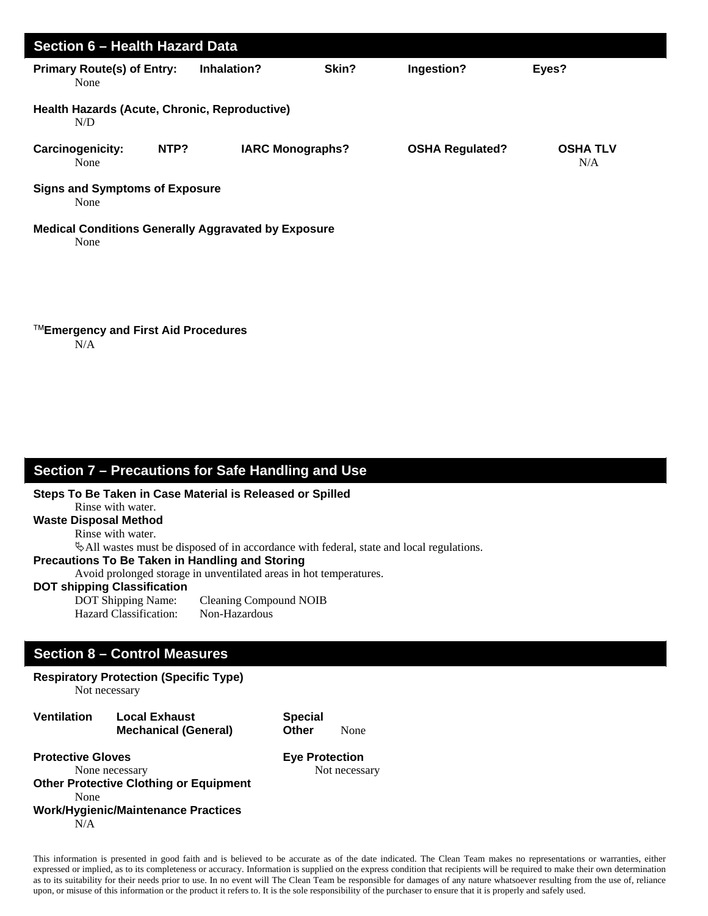## Section 6 – Health Hazard Data

**Primary Route(s) of Entry:** **Inhalation?** **Skin?** **Ingestion?** **Eyes?**

None

**Health Hazards (Acute, Chronic, Reproductive)**

N/D

| **Carcinogenicity:** | **NTP?** | **IARC Monographs?** | **OSHA Regulated?** | **OSHA TLV** |
|---|---|---|---|---|
| None | | | | N/A |

**Signs and Symptoms of Exposure**

None

**Medical Conditions Generally Aggravated by Exposure**

None

™**Emergency and First Aid Procedures**

N/A

## Section 7 – Precautions for Safe Handling and Use

**Steps To Be Taken in Case Material is Released or Spilled**

Rinse with water.

**Waste Disposal Method**

Rinse with water.

All wastes must be disposed of in accordance with federal, state and local regulations.

**Precautions To Be Taken in Handling and Storing**

Avoid prolonged storage in unventilated areas in hot temperatures.

**DOT shipping Classification**

DOT Shipping Name: Cleaning Compound NOIB

Hazard Classification: Non-Hazardous

## Section 8 – Control Measures

**Respiratory Protection (Specific Type)**

Not necessary

**Ventilation** **Local Exhaust** **Mechanical (General)** **Special** **Other** None

**Protective Gloves**

None necessary

**Eye Protection**

Not necessary

**Other Protective Clothing or Equipment**

None

**Work/Hygienic/Maintenance Practices**

N/A

This information is presented in good faith and is believed to be accurate as of the date indicated. The Clean Team makes no representations or warranties, either expressed or implied, as to its completeness or accuracy. Information is supplied on the express condition that recipients will be required to make their own determination as to its suitability for their needs prior to use. In no event will The Clean Team be responsible for damages of any nature whatsoever resulting from the use of, reliance upon, or misuse of this information or the product it refers to. It is the sole responsibility of the purchaser to ensure that it is properly and safely used.